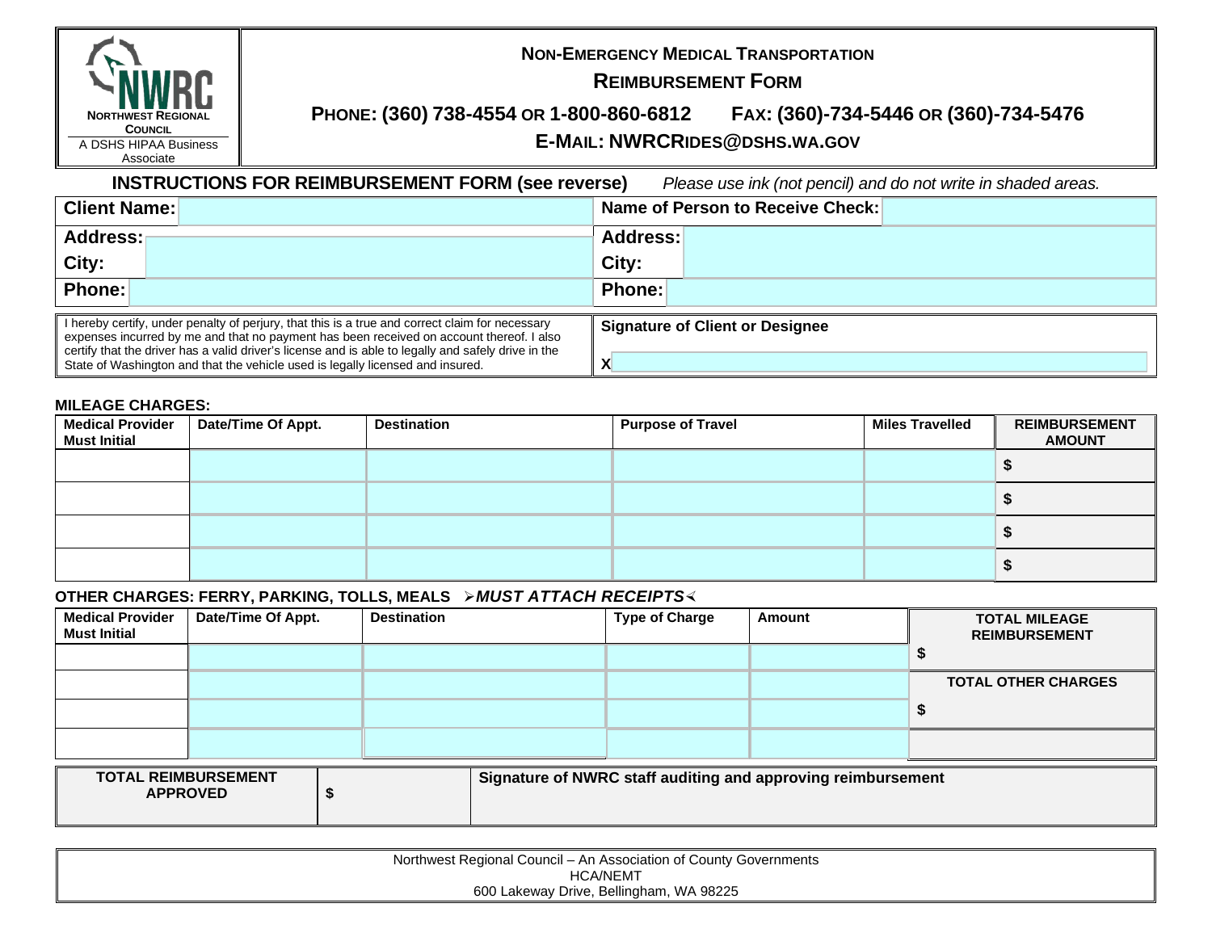NORTHWEST REGIONAL COUNCIL
A DSHS HIPAA Business Associate

# NON-EMERGENCY MEDICAL TRANSPORTATION REIMBURSEMENT FORM

**PHONE: (360) 738-4554 OR 1-800-860-6812 FAX: (360)-734-5446 OR (360)-734-5476**

**E-MAIL: NWCRIDES@DSHS.WA.GOV**

**INSTRUCTIONS FOR REIMBURSEMENT FORM (see reverse)** *Please use ink (not pencil) and do not write in shaded areas.*

| **Client Name:** | | **Name of Person to Receive Check:** | |
|---|---|---|---|
| **Address:** | | **Address:** | |
| **City:** | | **City:** | |
| **Phone:** | | **Phone:** | |

| | |
|---|---|
| I hereby certify, under penalty of perjury, that this is a true and correct claim for necessary expenses incurred by me and that no payment has been received on account thereof. I also certify that the driver has a valid driver's license and is able to legally and safely drive in the State of Washington and that the vehicle used is legally licensed and insured. | **Signature of Client or Designee** <br> **X** |

### MILEAGE CHARGES:

| Medical Provider Must Initial | Date/Time Of Appt. | Destination | Purpose of Travel | Miles Travelled | REIMBURSEMENT AMOUNT |
|---|---|---|---|---|---|
| | | | | | $ |
| | | | | | $ |
| | | | | | $ |
| | | | | | $ |

### OTHER CHARGES: FERRY, PARKING, TOLLS, MEALS ➢*MUST ATTACH RECEIPTS*➣

| Medical Provider Must Initial | Date/Time Of Appt. | Destination | Type of Charge | Amount | |
|---|---|---|---|---|---|
| | | | | | **TOTAL MILEAGE REIMBURSEMENT** <br> $ |
| | | | | | **TOTAL OTHER CHARGES** <br> $ |
| | | | | | |
| | | | | | |

| **TOTAL REIMBURSEMENT APPROVED** | $ | **Signature of NWRC staff auditing and approving reimbursement** |
|---|---|---|

Northwest Regional Council – An Association of County Governments
HCA/NEMT
600 Lakeway Drive, Bellingham, WA 98225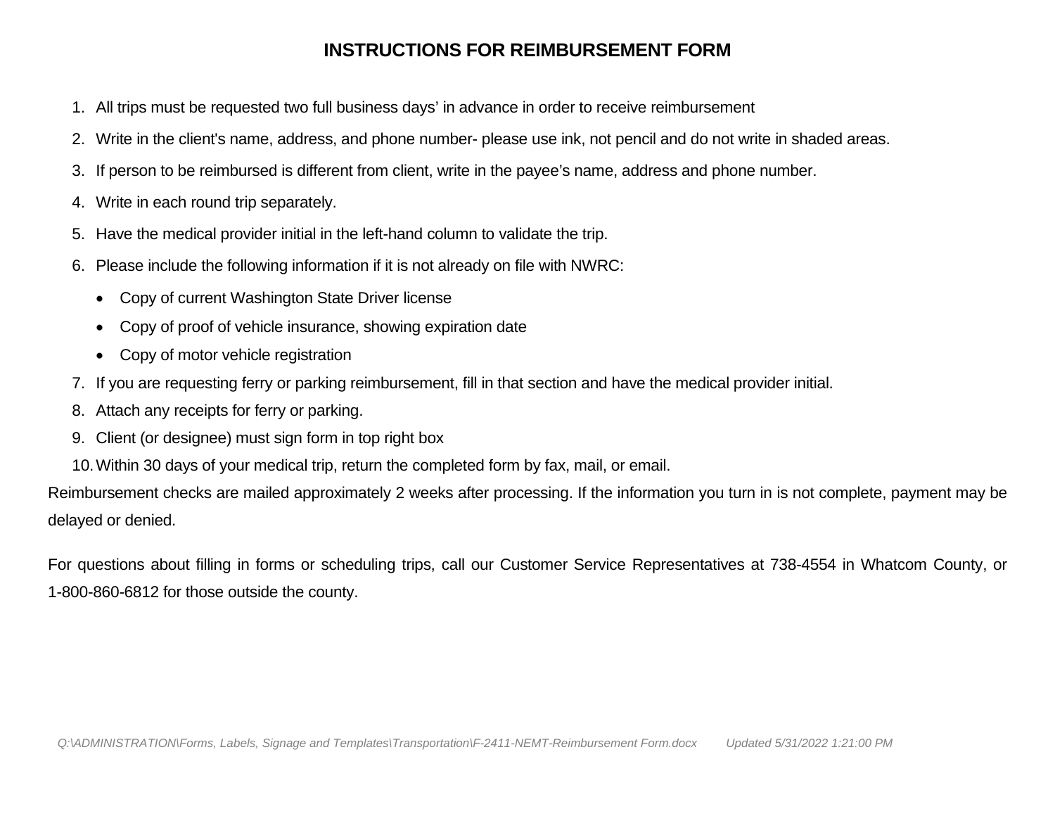# INSTRUCTIONS FOR REIMBURSEMENT FORM

1. All trips must be requested two full business days' in advance in order to receive reimbursement
2. Write in the client's name, address, and phone number- please use ink, not pencil and do not write in shaded areas.
3. If person to be reimbursed is different from client, write in the payee's name, address and phone number.
4. Write in each round trip separately.
5. Have the medical provider initial in the left-hand column to validate the trip.
6. Please include the following information if it is not already on file with NWRC:
   - Copy of current Washington State Driver license
   - Copy of proof of vehicle insurance, showing expiration date
   - Copy of motor vehicle registration
7. If you are requesting ferry or parking reimbursement, fill in that section and have the medical provider initial.
8. Attach any receipts for ferry or parking.
9. Client (or designee) must sign form in top right box
10. Within 30 days of your medical trip, return the completed form by fax, mail, or email.

Reimbursement checks are mailed approximately 2 weeks after processing. If the information you turn in is not complete, payment may be delayed or denied.

For questions about filling in forms or scheduling trips, call our Customer Service Representatives at 738-4554 in Whatcom County, or 1-800-860-6812 for those outside the county.